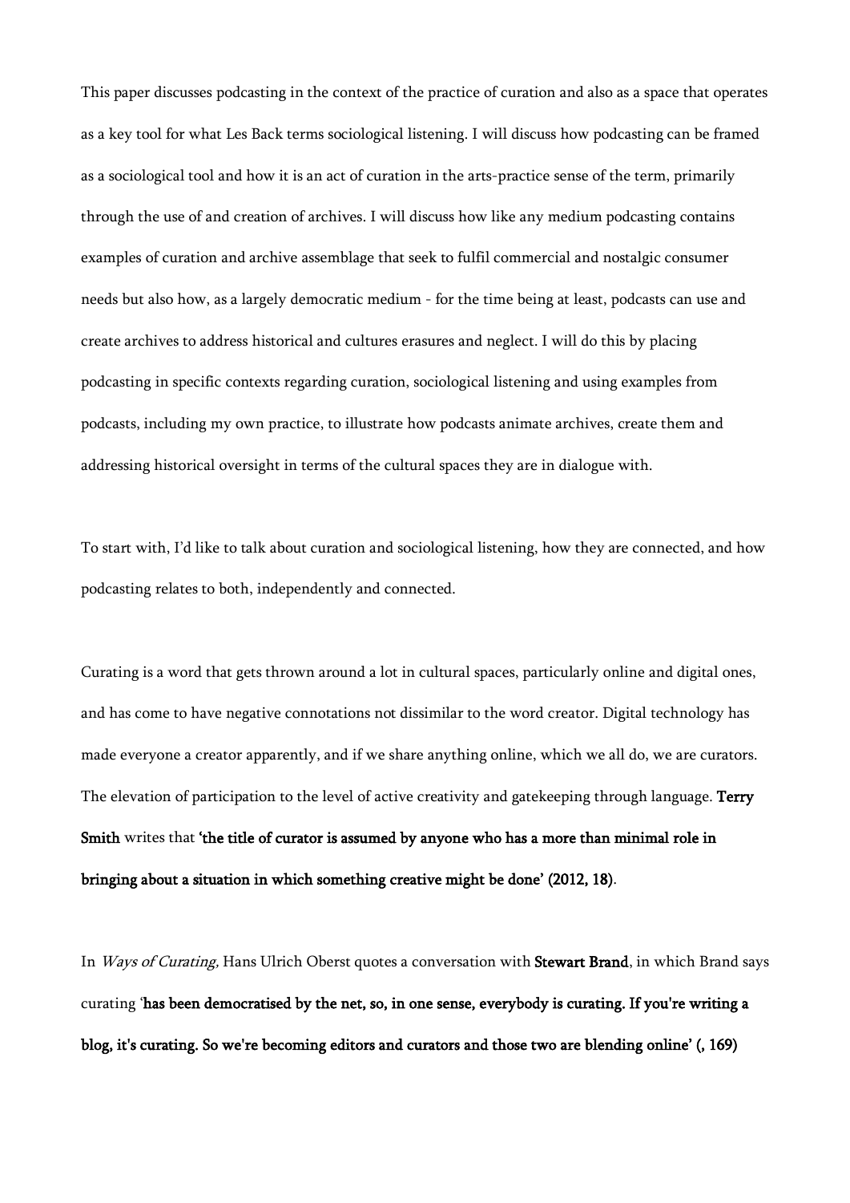This paper discusses podcasting in the context of the practice of curation and also as a space that operates as a key tool for what Les Back terms sociological listening. I will discuss how podcasting can be framed as a sociological tool and how it is an act of curation in the arts-practice sense of the term, primarily through the use of and creation of archives. I will discuss how like any medium podcasting contains examples of curation and archive assemblage that seek to fulfil commercial and nostalgic consumer needs but also how, as a largely democratic medium - for the time being at least, podcasts can use and create archives to address historical and cultures erasures and neglect. I will do this by placing podcasting in specific contexts regarding curation, sociological listening and using examples from podcasts, including my own practice, to illustrate how podcasts animate archives, create them and addressing historical oversight in terms of the cultural spaces they are in dialogue with.

To start with, I'd like to talk about curation and sociological listening, how they are connected, and how podcasting relates to both, independently and connected.

Curating is a word that gets thrown around a lot in cultural spaces, particularly online and digital ones, and has come to have negative connotations not dissimilar to the word creator. Digital technology has made everyone a creator apparently, and if we share anything online, which we all do, we are curators. The elevation of participation to the level of active creativity and gatekeeping through language. **Terry Smith** writes that **'the title of curator is assumed by anyone who has a more than minimal role in bringing about a situation in which something creative might be done' (2012, 18)**.

In *Ways of Curating,* Hans Ulrich Oberst quotes a conversation with **Stewart Brand**, in which Brand says curating '**has been democratised by the net, so, in one sense, everybody is curating. If you're writing a blog, it's curating. So we're becoming editors and curators and those two are blending online' (, 169)**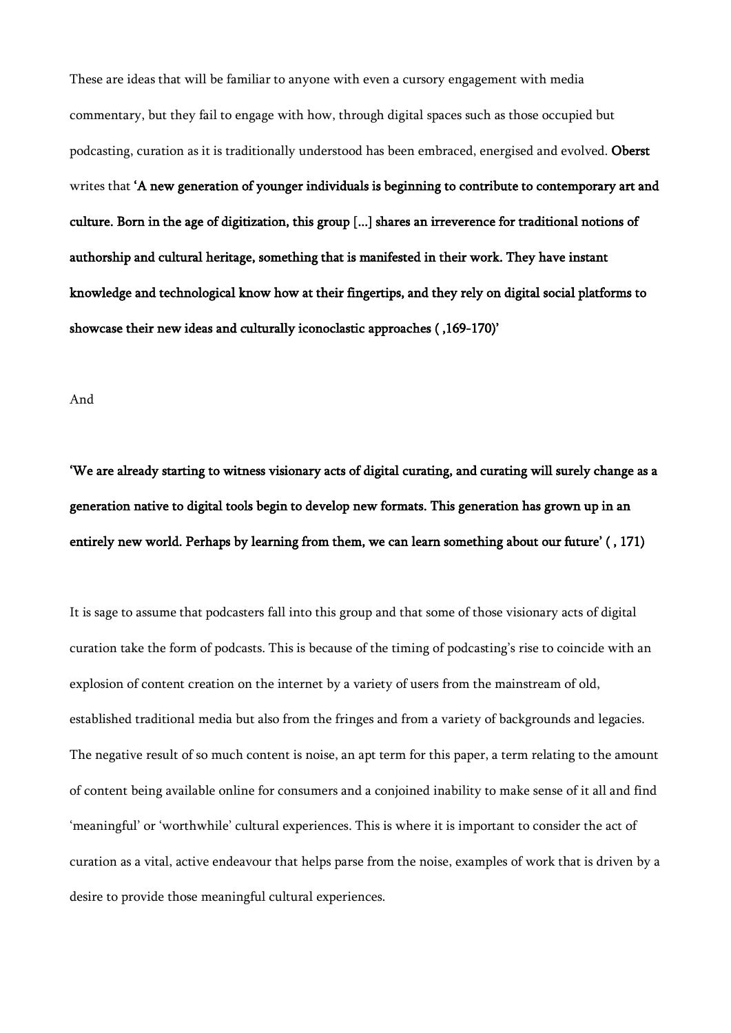These are ideas that will be familiar to anyone with even a cursory engagement with media commentary, but they fail to engage with how, through digital spaces such as those occupied but podcasting, curation as it is traditionally understood has been embraced, energised and evolved. **Oberst** writes that **'A new generation of younger individuals is beginning to contribute to contemporary art and culture. Born in the age of digitization, this group [...] shares an irreverence for traditional notions of authorship and cultural heritage, something that is manifested in their work. They have instant knowledge and technological know how at their fingertips, and they rely on digital social platforms to showcase their new ideas and culturally iconoclastic approaches ( ,169-170)'**

And

**'We are already starting to witness visionary acts of digital curating, and curating will surely change as a generation native to digital tools begin to develop new formats. This generation has grown up in an entirely new world. Perhaps by learning from them, we can learn something about our future' ( , 171)**

It is sage to assume that podcasters fall into this group and that some of those visionary acts of digital curation take the form of podcasts. This is because of the timing of podcasting's rise to coincide with an explosion of content creation on the internet by a variety of users from the mainstream of old, established traditional media but also from the fringes and from a variety of backgrounds and legacies. The negative result of so much content is noise, an apt term for this paper, a term relating to the amount of content being available online for consumers and a conjoined inability to make sense of it all and find 'meaningful' or 'worthwhile' cultural experiences. This is where it is important to consider the act of curation as a vital, active endeavour that helps parse from the noise, examples of work that is driven by a desire to provide those meaningful cultural experiences.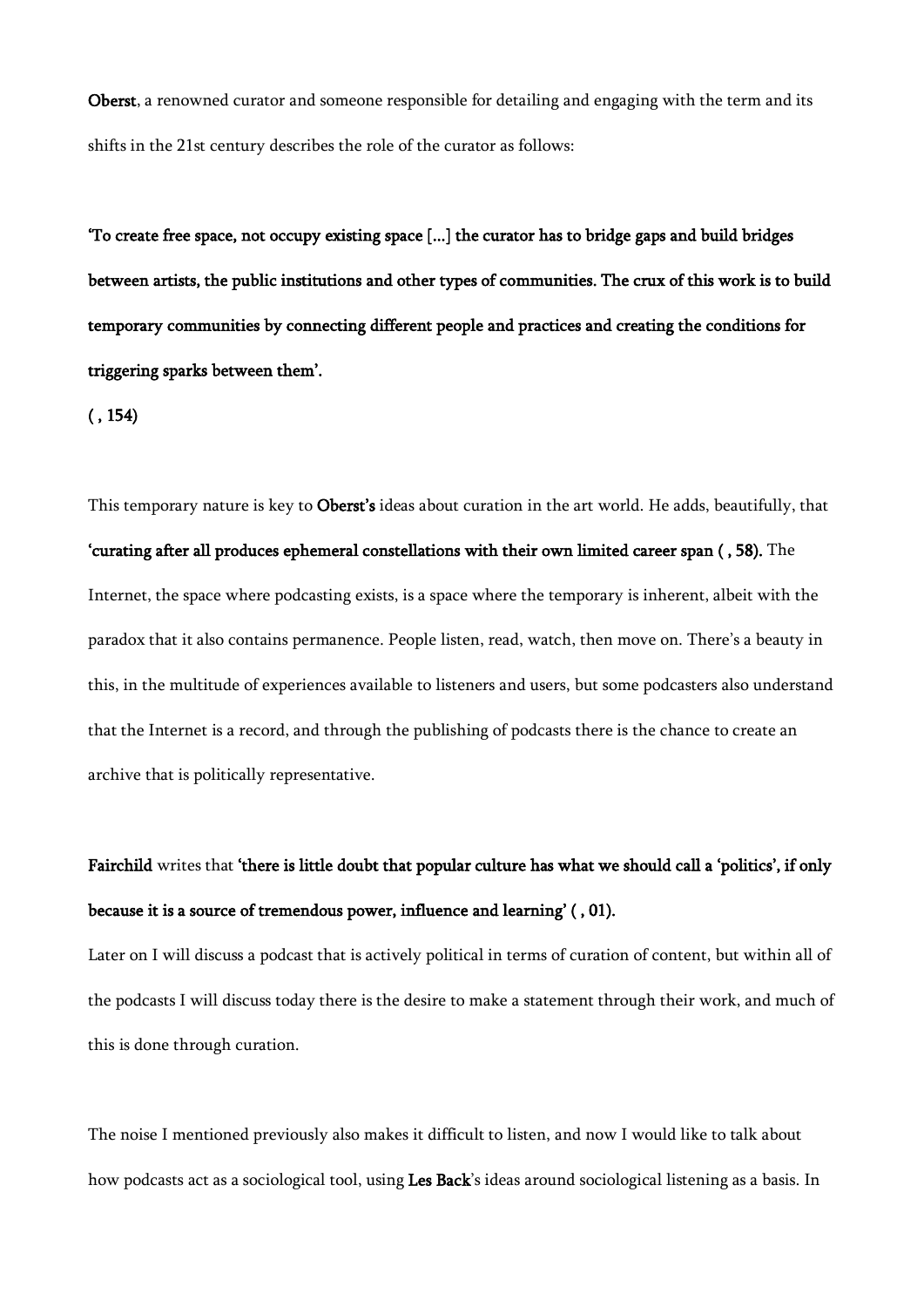**Oberst**, a renowned curator and someone responsible for detailing and engaging with the term and its shifts in the 21st century describes the role of the curator as follows:

**'To create free space, not occupy existing space [...] the curator has to bridge gaps and build bridges between artists, the public institutions and other types of communities. The crux of this work is to build temporary communities by connecting different people and practices and creating the conditions for triggering sparks between them'.**

**( , 154)**

This temporary nature is key to **Oberst's** ideas about curation in the art world. He adds, beautifully, that **'curating after all produces ephemeral constellations with their own limited career span ( , 58).** The Internet, the space where podcasting exists, is a space where the temporary is inherent, albeit with the paradox that it also contains permanence. People listen, read, watch, then move on. There's a beauty in this, in the multitude of experiences available to listeners and users, but some podcasters also understand that the Internet is a record, and through the publishing of podcasts there is the chance to create an archive that is politically representative.

**Fairchild** writes that **'there is little doubt that popular culture has what we should call a 'politics', if only because it is a source of tremendous power, influence and learning' ( , 01).**

Later on I will discuss a podcast that is actively political in terms of curation of content, but within all of the podcasts I will discuss today there is the desire to make a statement through their work, and much of this is done through curation.

The noise I mentioned previously also makes it difficult to listen, and now I would like to talk about how podcasts act as a sociological tool, using **Les Back**'s ideas around sociological listening as a basis. In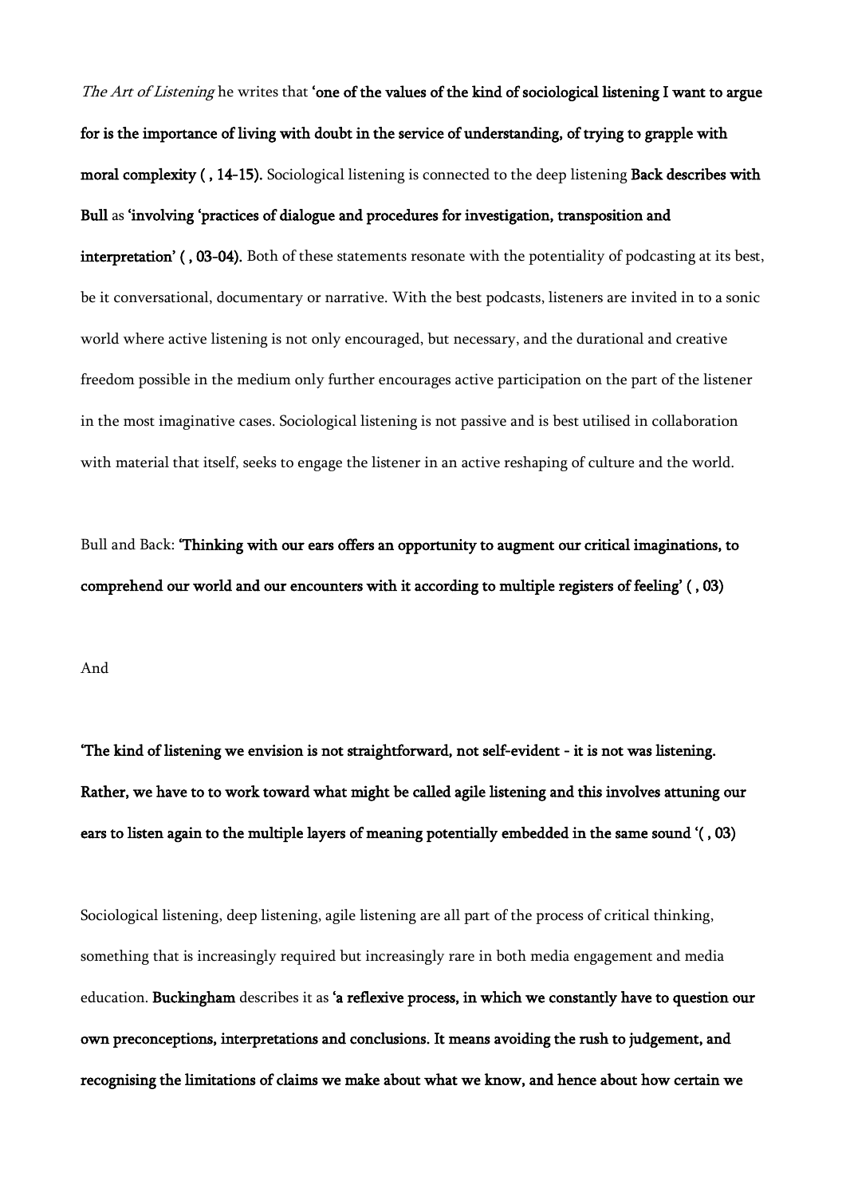*The Art of Listening* he writes that **'one of the values of the kind of sociological listening I want to argue for is the importance of living with doubt in the service of understanding, of trying to grapple with moral complexity ( , 14-15).** Sociological listening is connected to the deep listening **Back describes with Bull** as **'involving 'practices of dialogue and procedures for investigation, transposition and interpretation' ( , 03-04).** Both of these statements resonate with the potentiality of podcasting at its best, be it conversational, documentary or narrative. With the best podcasts, listeners are invited in to a sonic world where active listening is not only encouraged, but necessary, and the durational and creative freedom possible in the medium only further encourages active participation on the part of the listener in the most imaginative cases. Sociological listening is not passive and is best utilised in collaboration with material that itself, seeks to engage the listener in an active reshaping of culture and the world.

Bull and Back: **'Thinking with our ears offers an opportunity to augment our critical imaginations, to comprehend our world and our encounters with it according to multiple registers of feeling' ( , 03)**

And

**'The kind of listening we envision is not straightforward, not self-evident - it is not was listening. Rather, we have to to work toward what might be called agile listening and this involves attuning our ears to listen again to the multiple layers of meaning potentially embedded in the same sound '( , 03)**

Sociological listening, deep listening, agile listening are all part of the process of critical thinking, something that is increasingly required but increasingly rare in both media engagement and media education. **Buckingham** describes it as **'a reflexive process, in which we constantly have to question our own preconceptions, interpretations and conclusions. It means avoiding the rush to judgement, and recognising the limitations of claims we make about what we know, and hence about how certain we**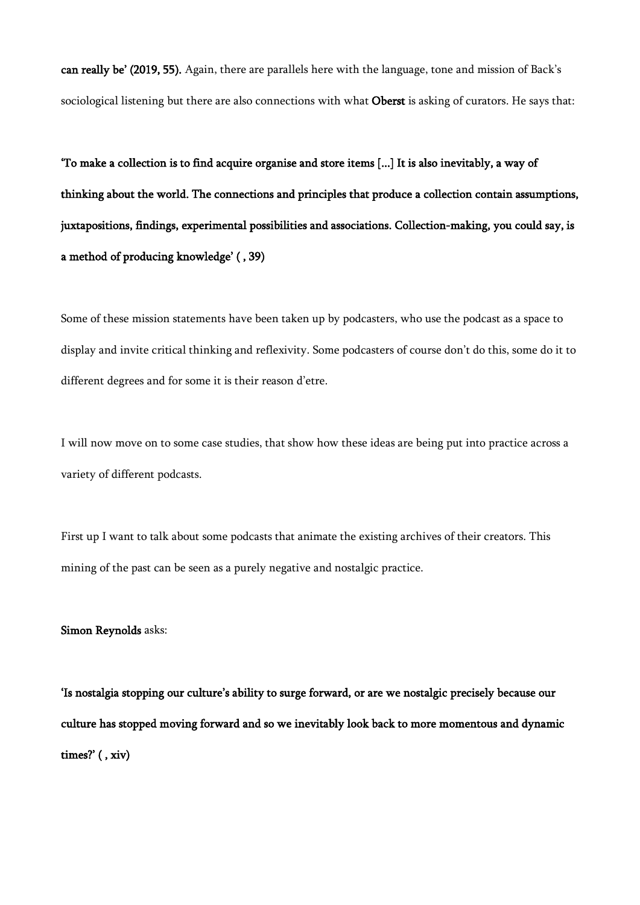**can really be' (2019, 55).** Again, there are parallels here with the language, tone and mission of Back's sociological listening but there are also connections with what **Oberst** is asking of curators. He says that:

**'To make a collection is to find acquire organise and store items [...] It is also inevitably, a way of thinking about the world. The connections and principles that produce a collection contain assumptions, juxtapositions, findings, experimental possibilities and associations. Collection-making, you could say, is a method of producing knowledge' ( , 39)**

Some of these mission statements have been taken up by podcasters, who use the podcast as a space to display and invite critical thinking and reflexivity. Some podcasters of course don't do this, some do it to different degrees and for some it is their reason d'etre.

I will now move on to some case studies, that show how these ideas are being put into practice across a variety of different podcasts.

First up I want to talk about some podcasts that animate the existing archives of their creators. This mining of the past can be seen as a purely negative and nostalgic practice.

**Simon Reynolds** asks:

**'Is nostalgia stopping our culture's ability to surge forward, or are we nostalgic precisely because our culture has stopped moving forward and so we inevitably look back to more momentous and dynamic times?' ( , xiv)**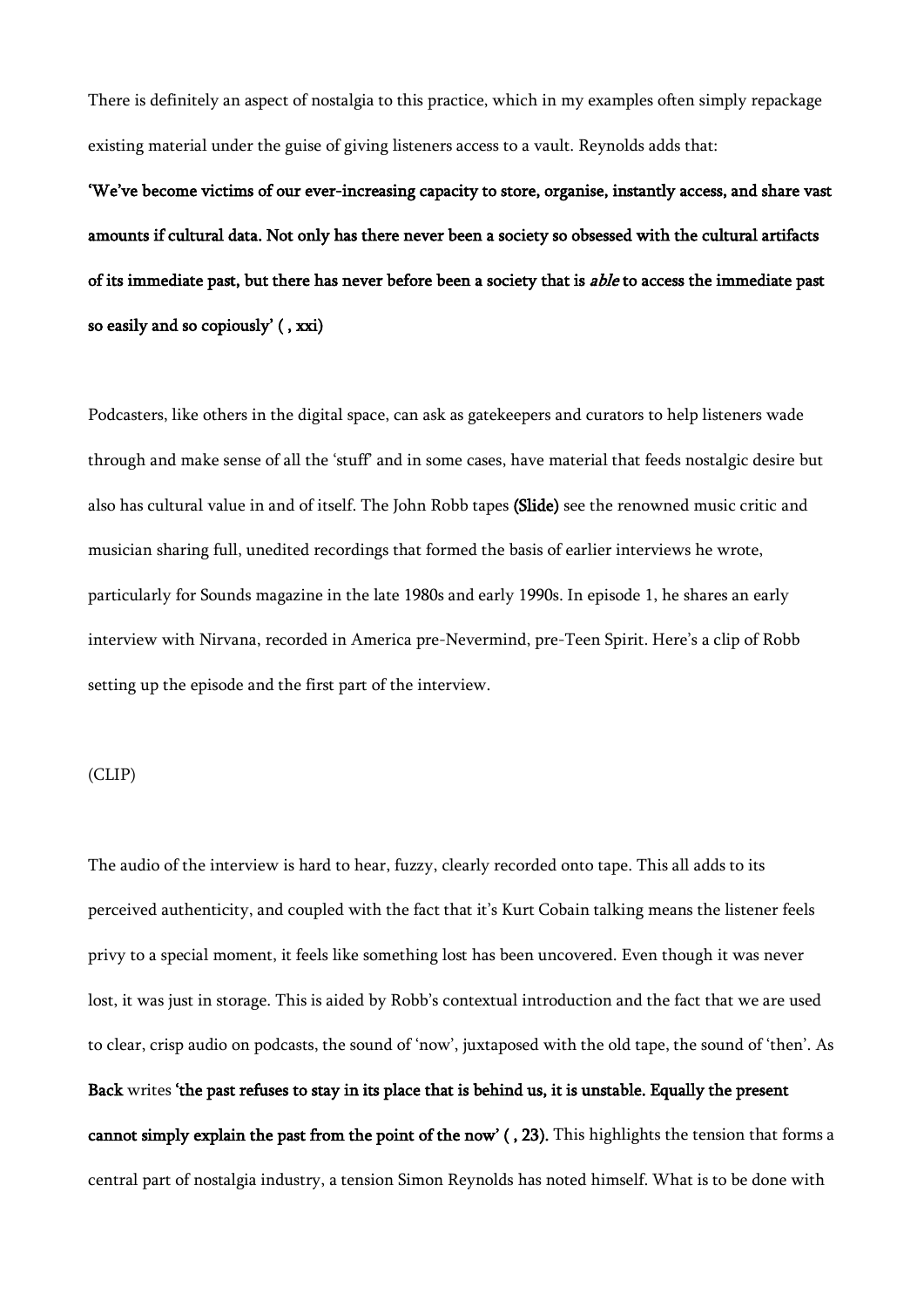There is definitely an aspect of nostalgia to this practice, which in my examples often simply repackage existing material under the guise of giving listeners access to a vault. Reynolds adds that:

**'We've become victims of our ever-increasing capacity to store, organise, instantly access, and share vast amounts if cultural data. Not only has there never been a society so obsessed with the cultural artifacts of its immediate past, but there has never before been a society that is *able* to access the immediate past so easily and so copiously' ( , xxi)**

Podcasters, like others in the digital space, can ask as gatekeepers and curators to help listeners wade through and make sense of all the 'stuff' and in some cases, have material that feeds nostalgic desire but also has cultural value in and of itself. The John Robb tapes **(Slide)** see the renowned music critic and musician sharing full, unedited recordings that formed the basis of earlier interviews he wrote, particularly for Sounds magazine in the late 1980s and early 1990s. In episode 1, he shares an early interview with Nirvana, recorded in America pre-Nevermind, pre-Teen Spirit. Here's a clip of Robb setting up the episode and the first part of the interview.

(CLIP)

The audio of the interview is hard to hear, fuzzy, clearly recorded onto tape. This all adds to its perceived authenticity, and coupled with the fact that it's Kurt Cobain talking means the listener feels privy to a special moment, it feels like something lost has been uncovered. Even though it was never lost, it was just in storage. This is aided by Robb's contextual introduction and the fact that we are used to clear, crisp audio on podcasts, the sound of 'now', juxtaposed with the old tape, the sound of 'then'. As **Back** writes **'the past refuses to stay in its place that is behind us, it is unstable. Equally the present cannot simply explain the past from the point of the now' ( , 23).** This highlights the tension that forms a central part of nostalgia industry, a tension Simon Reynolds has noted himself. What is to be done with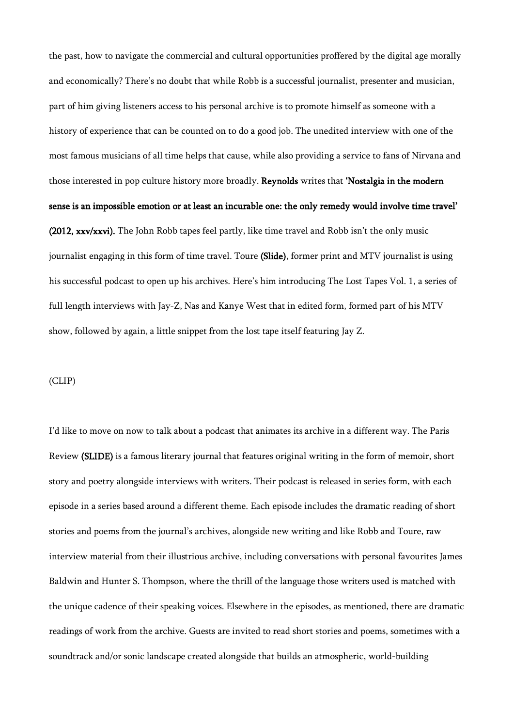the past, how to navigate the commercial and cultural opportunities proffered by the digital age morally and economically? There's no doubt that while Robb is a successful journalist, presenter and musician, part of him giving listeners access to his personal archive is to promote himself as someone with a history of experience that can be counted on to do a good job. The unedited interview with one of the most famous musicians of all time helps that cause, while also providing a service to fans of Nirvana and those interested in pop culture history more broadly. **Reynolds** writes that **'Nostalgia in the modern sense is an impossible emotion or at least an incurable one: the only remedy would involve time travel' (2012, xxv/xxvi).** The John Robb tapes feel partly, like time travel and Robb isn't the only music journalist engaging in this form of time travel. Toure **(Slide)**, former print and MTV journalist is using his successful podcast to open up his archives. Here's him introducing The Lost Tapes Vol. 1, a series of full length interviews with Jay-Z, Nas and Kanye West that in edited form, formed part of his MTV show, followed by again, a little snippet from the lost tape itself featuring Jay Z.

(CLIP)

I'd like to move on now to talk about a podcast that animates its archive in a different way. The Paris Review **(SLIDE)** is a famous literary journal that features original writing in the form of memoir, short story and poetry alongside interviews with writers. Their podcast is released in series form, with each episode in a series based around a different theme. Each episode includes the dramatic reading of short stories and poems from the journal's archives, alongside new writing and like Robb and Toure, raw interview material from their illustrious archive, including conversations with personal favourites James Baldwin and Hunter S. Thompson, where the thrill of the language those writers used is matched with the unique cadence of their speaking voices. Elsewhere in the episodes, as mentioned, there are dramatic readings of work from the archive. Guests are invited to read short stories and poems, sometimes with a soundtrack and/or sonic landscape created alongside that builds an atmospheric, world-building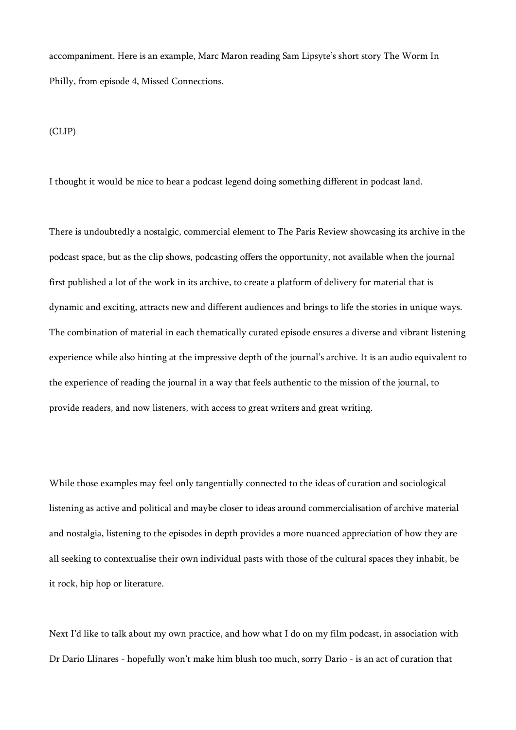accompaniment. Here is an example, Marc Maron reading Sam Lipsyte's short story The Worm In Philly, from episode 4, Missed Connections.

(CLIP)

I thought it would be nice to hear a podcast legend doing something different in podcast land.

There is undoubtedly a nostalgic, commercial element to The Paris Review showcasing its archive in the podcast space, but as the clip shows, podcasting offers the opportunity, not available when the journal first published a lot of the work in its archive, to create a platform of delivery for material that is dynamic and exciting, attracts new and different audiences and brings to life the stories in unique ways. The combination of material in each thematically curated episode ensures a diverse and vibrant listening experience while also hinting at the impressive depth of the journal's archive. It is an audio equivalent to the experience of reading the journal in a way that feels authentic to the mission of the journal, to provide readers, and now listeners, with access to great writers and great writing.

While those examples may feel only tangentially connected to the ideas of curation and sociological listening as active and political and maybe closer to ideas around commercialisation of archive material and nostalgia, listening to the episodes in depth provides a more nuanced appreciation of how they are all seeking to contextualise their own individual pasts with those of the cultural spaces they inhabit, be it rock, hip hop or literature.

Next I'd like to talk about my own practice, and how what I do on my film podcast, in association with Dr Dario Llinares - hopefully won't make him blush too much, sorry Dario - is an act of curation that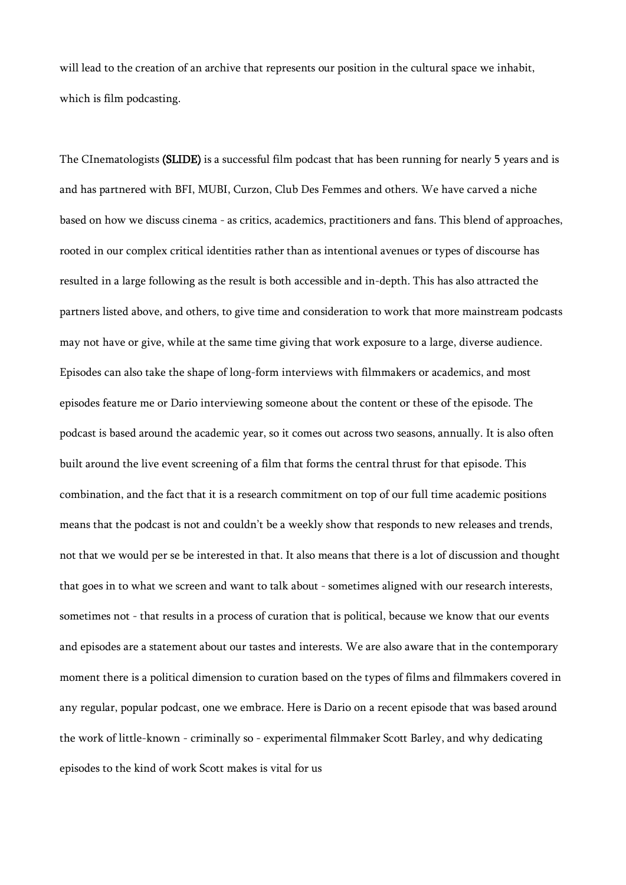will lead to the creation of an archive that represents our position in the cultural space we inhabit, which is film podcasting.

The CInematologists **(SLIDE)** is a successful film podcast that has been running for nearly 5 years and is and has partnered with BFI, MUBI, Curzon, Club Des Femmes and others. We have carved a niche based on how we discuss cinema - as critics, academics, practitioners and fans. This blend of approaches, rooted in our complex critical identities rather than as intentional avenues or types of discourse has resulted in a large following as the result is both accessible and in-depth. This has also attracted the partners listed above, and others, to give time and consideration to work that more mainstream podcasts may not have or give, while at the same time giving that work exposure to a large, diverse audience. Episodes can also take the shape of long-form interviews with filmmakers or academics, and most episodes feature me or Dario interviewing someone about the content or these of the episode. The podcast is based around the academic year, so it comes out across two seasons, annually. It is also often built around the live event screening of a film that forms the central thrust for that episode. This combination, and the fact that it is a research commitment on top of our full time academic positions means that the podcast is not and couldn't be a weekly show that responds to new releases and trends, not that we would per se be interested in that. It also means that there is a lot of discussion and thought that goes in to what we screen and want to talk about - sometimes aligned with our research interests, sometimes not - that results in a process of curation that is political, because we know that our events and episodes are a statement about our tastes and interests. We are also aware that in the contemporary moment there is a political dimension to curation based on the types of films and filmmakers covered in any regular, popular podcast, one we embrace. Here is Dario on a recent episode that was based around the work of little-known - criminally so - experimental filmmaker Scott Barley, and why dedicating episodes to the kind of work Scott makes is vital for us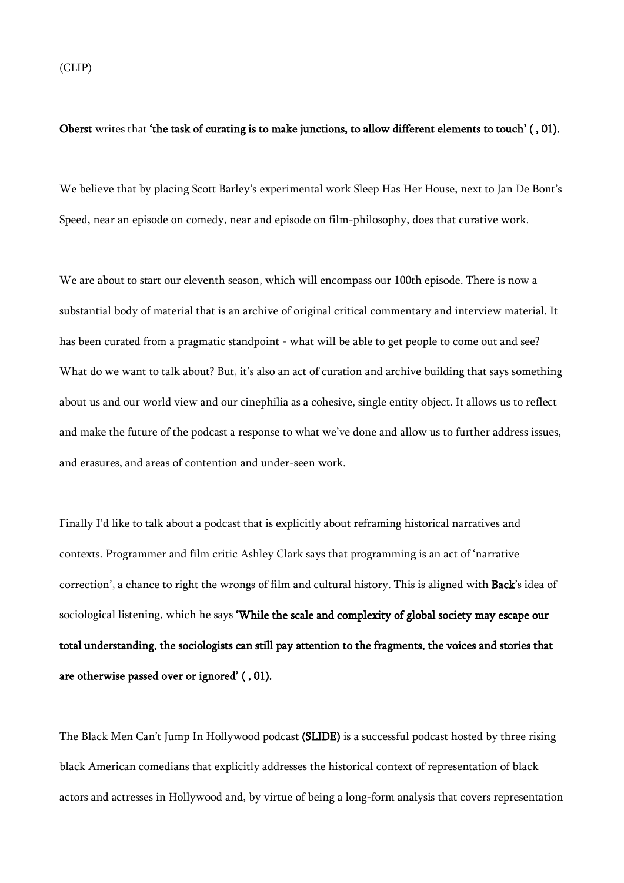(CLIP)

**Oberst** writes that **'the task of curating is to make junctions, to allow different elements to touch' ( , 01).**

We believe that by placing Scott Barley's experimental work Sleep Has Her House, next to Jan De Bont's Speed, near an episode on comedy, near and episode on film-philosophy, does that curative work.

We are about to start our eleventh season, which will encompass our 100th episode. There is now a substantial body of material that is an archive of original critical commentary and interview material. It has been curated from a pragmatic standpoint - what will be able to get people to come out and see? What do we want to talk about? But, it's also an act of curation and archive building that says something about us and our world view and our cinephilia as a cohesive, single entity object. It allows us to reflect and make the future of the podcast a response to what we've done and allow us to further address issues, and erasures, and areas of contention and under-seen work.

Finally I'd like to talk about a podcast that is explicitly about reframing historical narratives and contexts. Programmer and film critic Ashley Clark says that programming is an act of 'narrative correction', a chance to right the wrongs of film and cultural history. This is aligned with **Back**'s idea of sociological listening, which he says **'While the scale and complexity of global society may escape our total understanding, the sociologists can still pay attention to the fragments, the voices and stories that are otherwise passed over or ignored' ( , 01).**

The Black Men Can't Jump In Hollywood podcast **(SLIDE)** is a successful podcast hosted by three rising black American comedians that explicitly addresses the historical context of representation of black actors and actresses in Hollywood and, by virtue of being a long-form analysis that covers representation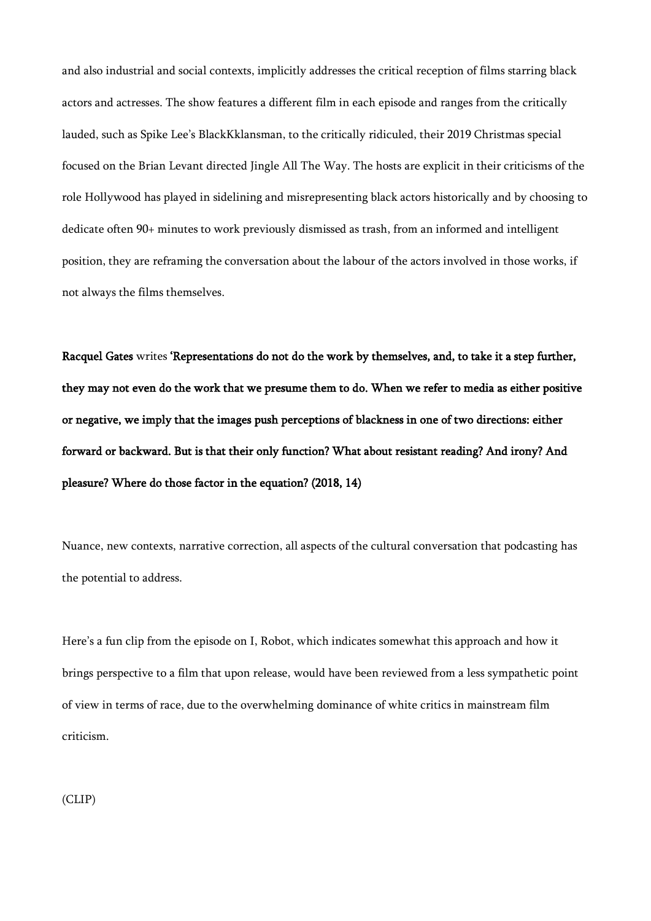and also industrial and social contexts, implicitly addresses the critical reception of films starring black actors and actresses. The show features a different film in each episode and ranges from the critically lauded, such as Spike Lee's BlackKklansman, to the critically ridiculed, their 2019 Christmas special focused on the Brian Levant directed Jingle All The Way. The hosts are explicit in their criticisms of the role Hollywood has played in sidelining and misrepresenting black actors historically and by choosing to dedicate often 90+ minutes to work previously dismissed as trash, from an informed and intelligent position, they are reframing the conversation about the labour of the actors involved in those works, if not always the films themselves.

**Racquel Gates** writes **'Representations do not do the work by themselves, and, to take it a step further, they may not even do the work that we presume them to do. When we refer to media as either positive or negative, we imply that the images push perceptions of blackness in one of two directions: either forward or backward. But is that their only function? What about resistant reading? And irony? And pleasure? Where do those factor in the equation? (2018, 14)**

Nuance, new contexts, narrative correction, all aspects of the cultural conversation that podcasting has the potential to address.

Here's a fun clip from the episode on I, Robot, which indicates somewhat this approach and how it brings perspective to a film that upon release, would have been reviewed from a less sympathetic point of view in terms of race, due to the overwhelming dominance of white critics in mainstream film criticism.

(CLIP)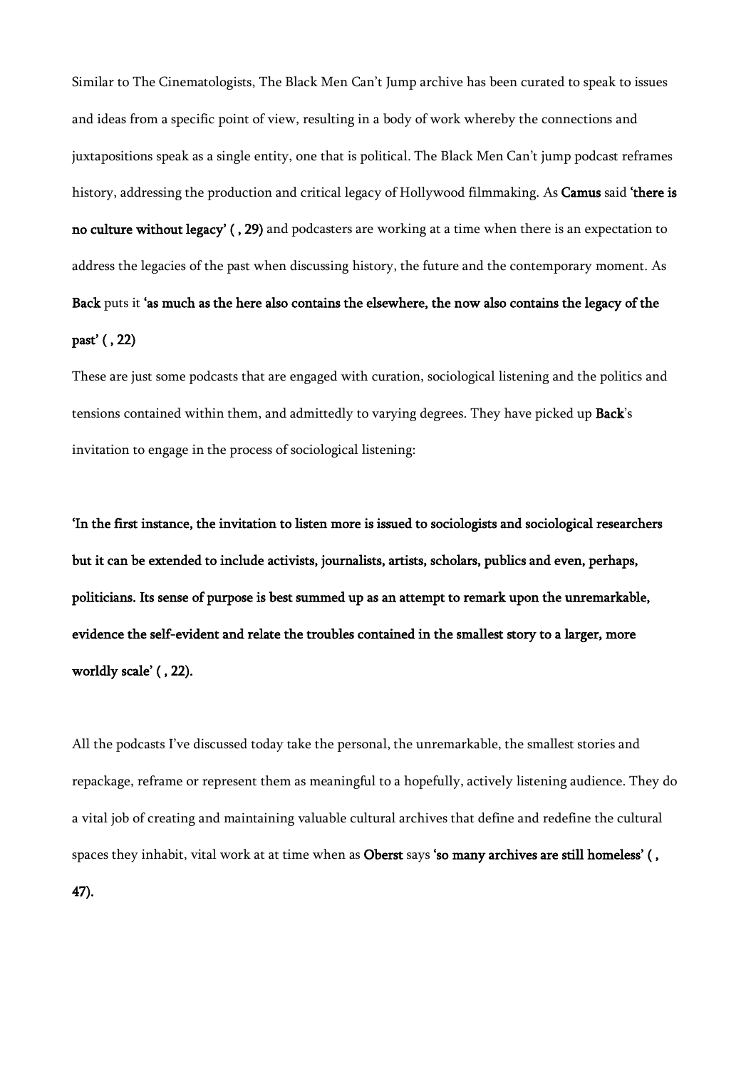Similar to The Cinematologists, The Black Men Can't Jump archive has been curated to speak to issues and ideas from a specific point of view, resulting in a body of work whereby the connections and juxtapositions speak as a single entity, one that is political. The Black Men Can't jump podcast reframes history, addressing the production and critical legacy of Hollywood filmmaking. As **Camus** said **'there is no culture without legacy' ( , 29)** and podcasters are working at a time when there is an expectation to address the legacies of the past when discussing history, the future and the contemporary moment. As **Back** puts it **'as much as the here also contains the elsewhere, the now also contains the legacy of the past' ( , 22)**

These are just some podcasts that are engaged with curation, sociological listening and the politics and tensions contained within them, and admittedly to varying degrees. They have picked up **Back**'s invitation to engage in the process of sociological listening:

**'In the first instance, the invitation to listen more is issued to sociologists and sociological researchers but it can be extended to include activists, journalists, artists, scholars, publics and even, perhaps, politicians. Its sense of purpose is best summed up as an attempt to remark upon the unremarkable, evidence the self-evident and relate the troubles contained in the smallest story to a larger, more worldly scale' ( , 22).**

All the podcasts I've discussed today take the personal, the unremarkable, the smallest stories and repackage, reframe or represent them as meaningful to a hopefully, actively listening audience. They do a vital job of creating and maintaining valuable cultural archives that define and redefine the cultural spaces they inhabit, vital work at at time when as **Oberst** says **'so many archives are still homeless' ( , 47).**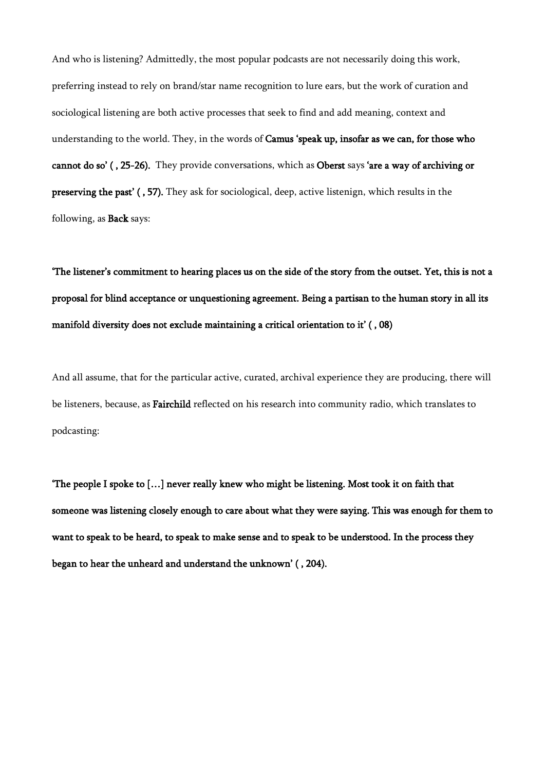And who is listening? Admittedly, the most popular podcasts are not necessarily doing this work, preferring instead to rely on brand/star name recognition to lure ears, but the work of curation and sociological listening are both active processes that seek to find and add meaning, context and understanding to the world. They, in the words of **Camus 'speak up, insofar as we can, for those who cannot do so' ( , 25-26).** They provide conversations, which as **Oberst** says **'are a way of archiving or preserving the past' ( , 57).** They ask for sociological, deep, active listenign, which results in the following, as **Back** says:

**'The listener's commitment to hearing places us on the side of the story from the outset. Yet, this is not a proposal for blind acceptance or unquestioning agreement. Being a partisan to the human story in all its manifold diversity does not exclude maintaining a critical orientation to it' ( , 08)**

And all assume, that for the particular active, curated, archival experience they are producing, there will be listeners, because, as **Fairchild** reflected on his research into community radio, which translates to podcasting:

**'The people I spoke to […] never really knew who might be listening. Most took it on faith that someone was listening closely enough to care about what they were saying. This was enough for them to want to speak to be heard, to speak to make sense and to speak to be understood. In the process they began to hear the unheard and understand the unknown' ( , 204).**